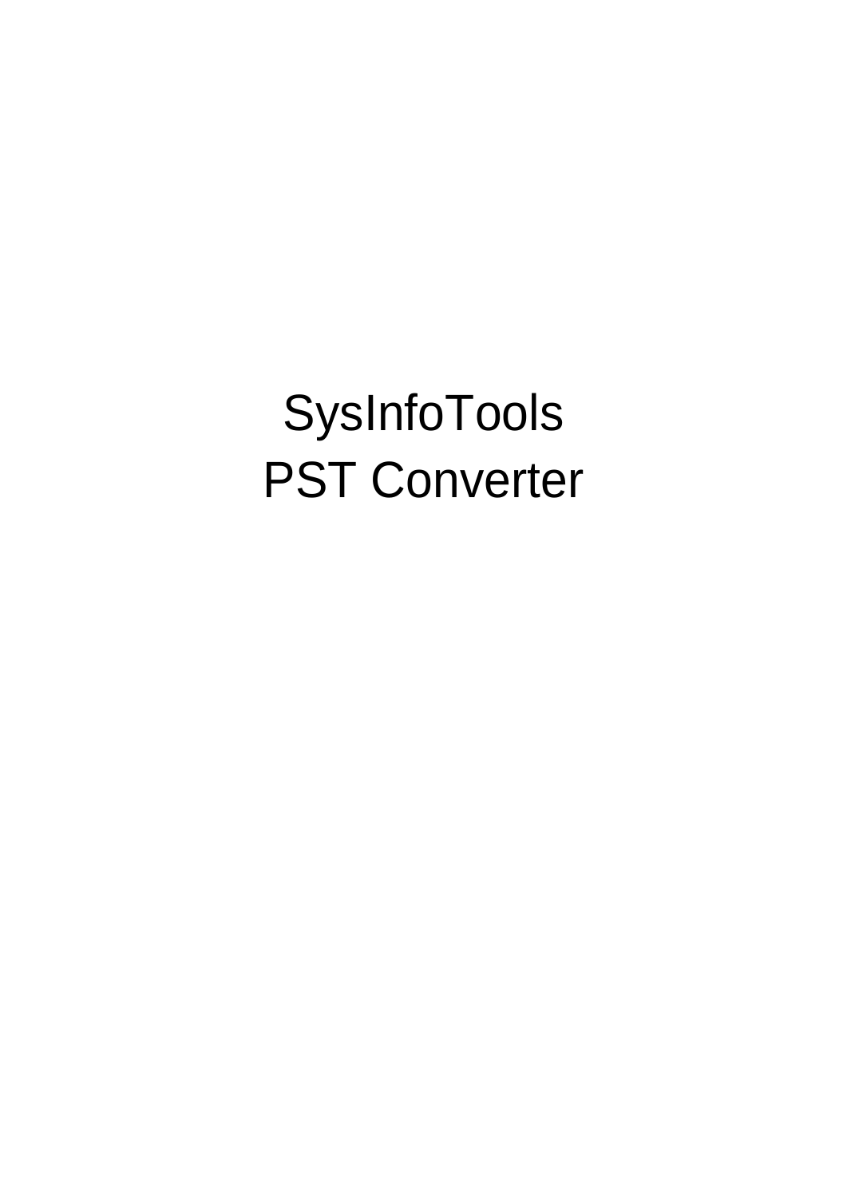# SysInfoTools
# PST Converter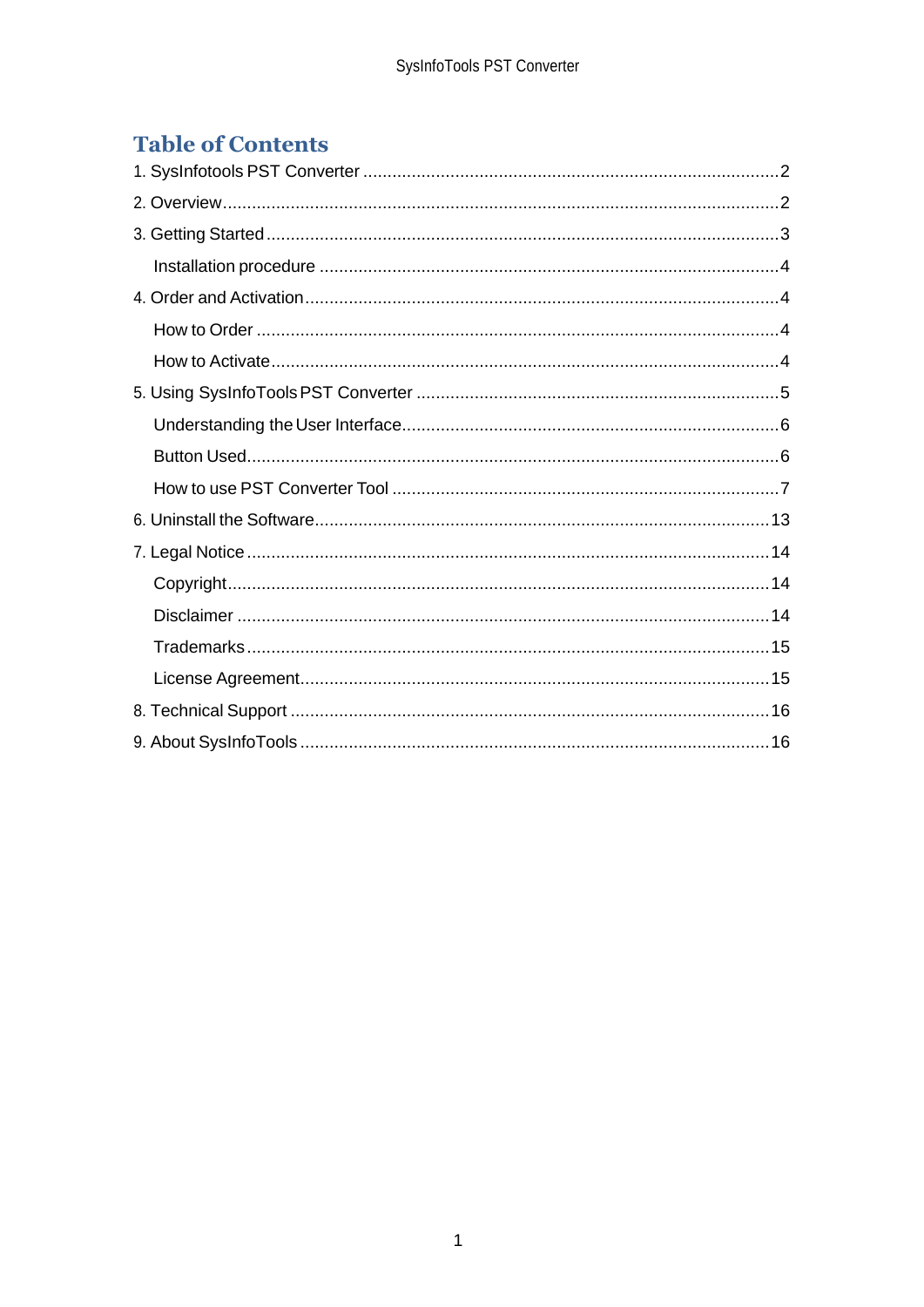## Table of Contents

1. SysInfotools PST Converter ..................................................................................2
2. Overview..............................................................................................................2
3. Getting Started.....................................................................................................3
    - Installation procedure ......................................................................................4
4. Order and Activation............................................................................................4
    - How to Order ....................................................................................................4
    - How to Activate.................................................................................................4
5. Using SysInfoTools PST Converter .....................................................................5
    - Understanding the User Interface......................................................................6
    - Button Used.......................................................................................................6
    - How to use PST Converter Tool ........................................................................7
6. Uninstall the Software.........................................................................................13
7. Legal Notice .......................................................................................................14
    - Copyright..........................................................................................................14
    - Disclaimer ........................................................................................................14
    - Trademarks.......................................................................................................15
    - License Agreement...........................................................................................15
8. Technical Support ..............................................................................................16
9. About SysInfoTools ............................................................................................16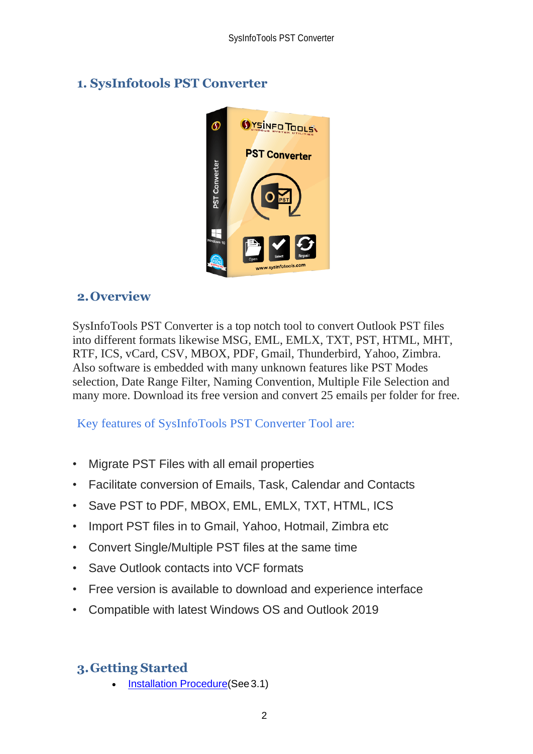## 1. SysInfotools PST Converter

## 2. Overview

SysInfoTools PST Converter is a top notch tool to convert Outlook PST files into different formats likewise MSG, EML, EMLX, TXT, PST, HTML, MHT, RTF, ICS, vCard, CSV, MBOX, PDF, Gmail, Thunderbird, Yahoo, Zimbra. Also software is embedded with many unknown features like PST Modes selection, Date Range Filter, Naming Convention, Multiple File Selection and many more. Download its free version and convert 25 emails per folder for free.

Key features of SysInfoTools PST Converter Tool are:

- Migrate PST Files with all email properties
- Facilitate conversion of Emails, Task, Calendar and Contacts
- Save PST to PDF, MBOX, EML, EMLX, TXT, HTML, ICS
- Import PST files in to Gmail, Yahoo, Hotmail, Zimbra etc
- Convert Single/Multiple PST files at the same time
- Save Outlook contacts into VCF formats
- Free version is available to download and experience interface
- Compatible with latest Windows OS and Outlook 2019

## 3. Getting Started

- Installation Procedure(See 3.1)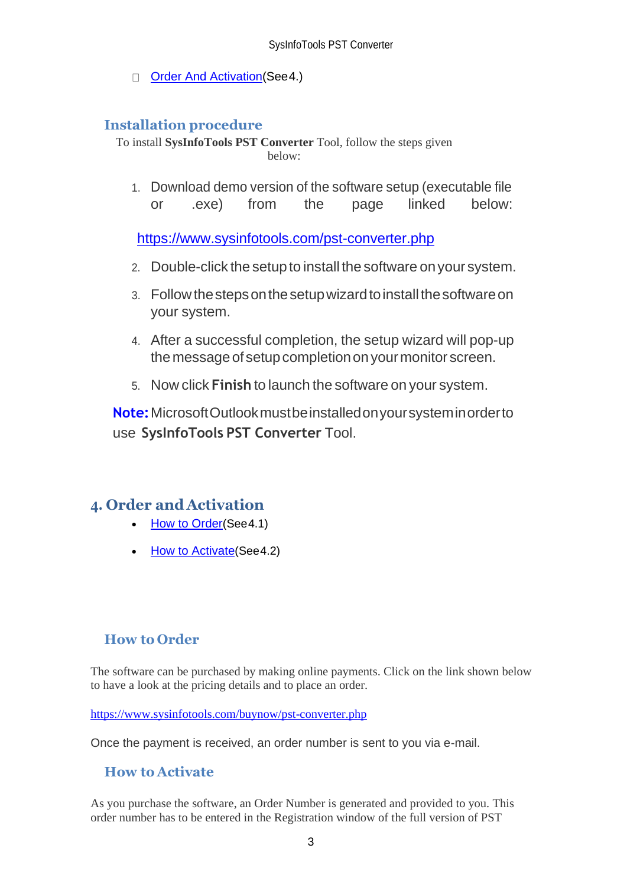- Order And Activation(See 4.)

## Installation procedure

To install **SysInfoTools PST Converter** Tool, follow the steps given below:

1. Download demo version of the software setup (executable file or .exe) from the page linked below:

   https://www.sysinfotools.com/pst-converter.php

2. Double-click the setup to install the software on your system.
3. Follow the steps on the setup wizard to install the software on your system.
4. After a successful completion, the setup wizard will pop-up the message of setup completion on your monitor screen.
5. Now click **Finish** to launch the software on your system.

**Note:** Microsoft Outlook must be installed on your system in order to use **SysInfoTools PST Converter** Tool.

# 4. Order and Activation

- How to Order(See 4.1)
- How to Activate(See 4.2)

## How to Order

The software can be purchased by making online payments. Click on the link shown below to have a look at the pricing details and to place an order.

https://www.sysinfotools.com/buynow/pst-converter.php

Once the payment is received, an order number is sent to you via e-mail.

## How to Activate

As you purchase the software, an Order Number is generated and provided to you. This order number has to be entered in the Registration window of the full version of PST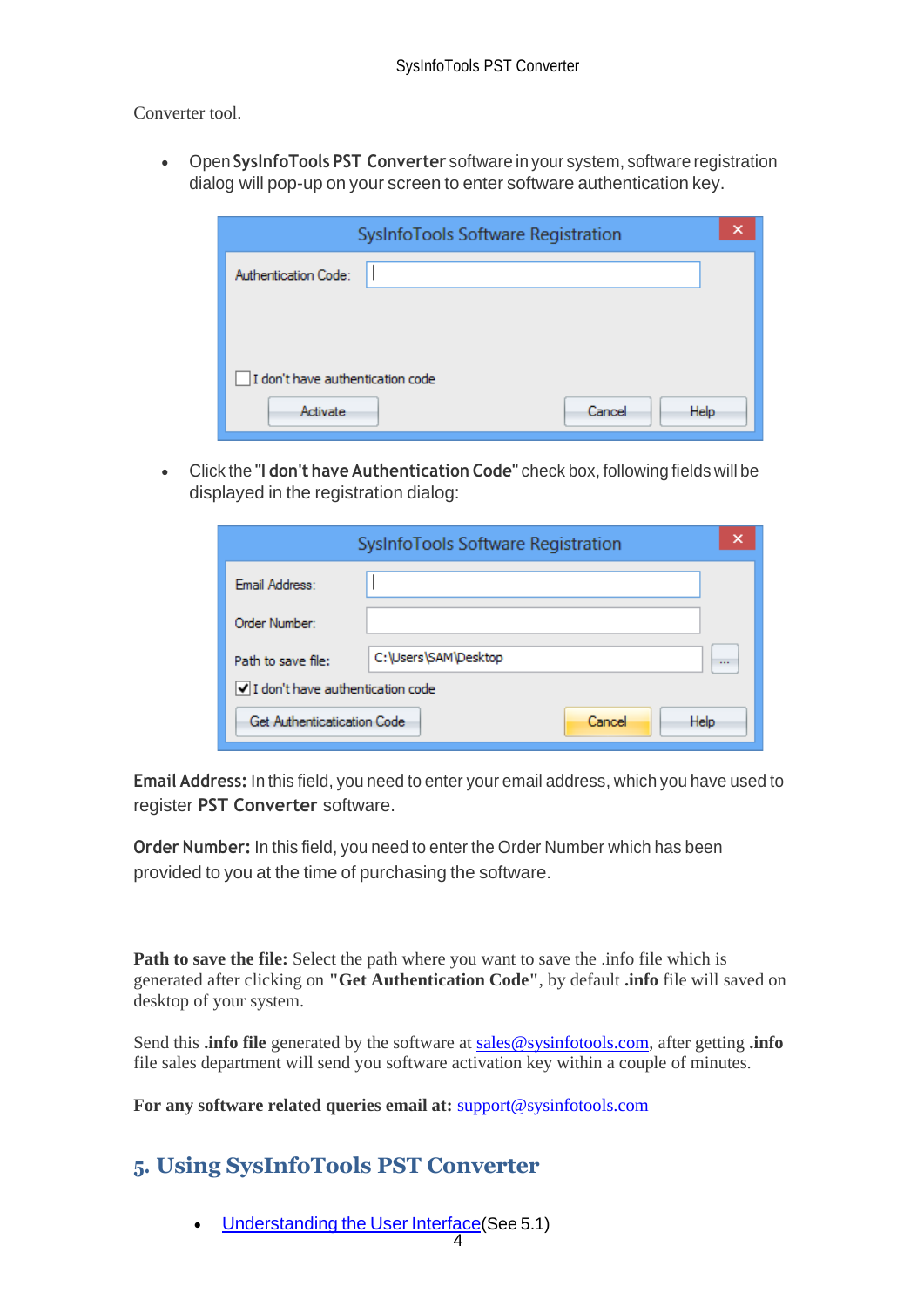Converter tool.

- Open **SysInfoTools PST Converter** software in your system, software registration dialog will pop-up on your screen to enter software authentication key.

- Click the **"I don't have Authentication Code"** check box, following fields will be displayed in the registration dialog:

**Email Address:** In this field, you need to enter your email address, which you have used to register **PST Converter** software.

**Order Number:** In this field, you need to enter the Order Number which has been provided to you at the time of purchasing the software.

**Path to save the file:** Select the path where you want to save the .info file which is generated after clicking on **"Get Authentication Code"**, by default **.info** file will saved on desktop of your system.

Send this **.info file** generated by the software at sales@sysinfotools.com, after getting **.info** file sales department will send you software activation key within a couple of minutes.

**For any software related queries email at:** support@sysinfotools.com

## 5. Using SysInfoTools PST Converter

- Understanding the User Interface(See 5.1)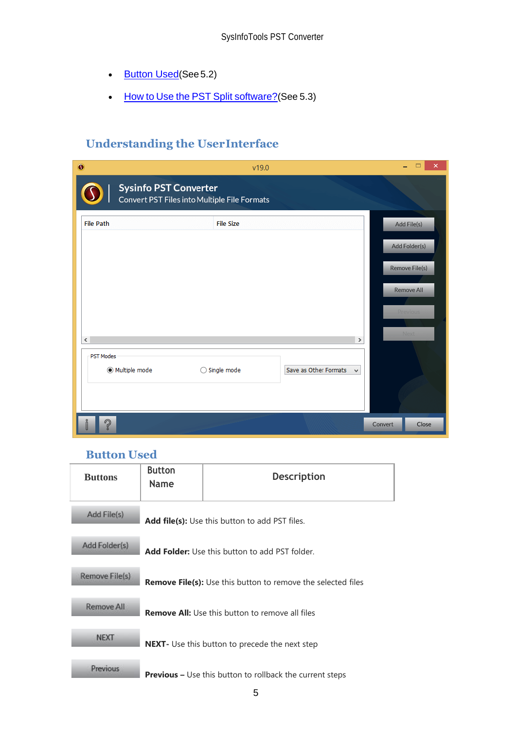- Button Used(See 5.2)
- How to Use the PST Split software?(See 5.3)

## Understanding the UserInterface

## Button Used

| Buttons | Button Name | Description |
|---|---|---|
| Add File(s) | **Add file(s):** Use this button to add PST files. | |
| Add Folder(s) | **Add Folder:** Use this button to add PST folder. | |
| Remove File(s) | **Remove File(s):** Use this button to remove the selected files | |
| Remove All | **Remove All:** Use this button to remove all files | |
| NEXT | **NEXT-** Use this button to precede the next step | |
| Previous | **Previous –** Use this button to rollback the current steps | |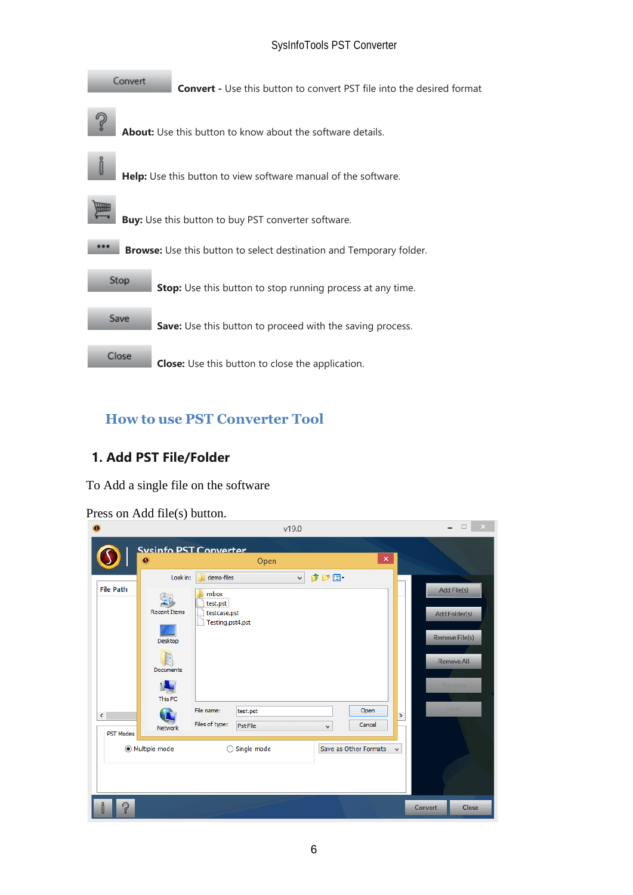Convert **Convert -** Use this button to convert PST file into the desired format

**About:** Use this button to know about the software details.

**Help:** Use this button to view software manual of the software.

**Buy:** Use this button to buy PST converter software.

**Browse:** Use this button to select destination and Temporary folder.

Stop **Stop:** Use this button to stop running process at any time.

Save **Save:** Use this button to proceed with the saving process.

Close **Close:** Use this button to close the application.

## How to use PST Converter Tool

### 1. Add PST File/Folder

To Add a single file on the software

Press on Add file(s) button.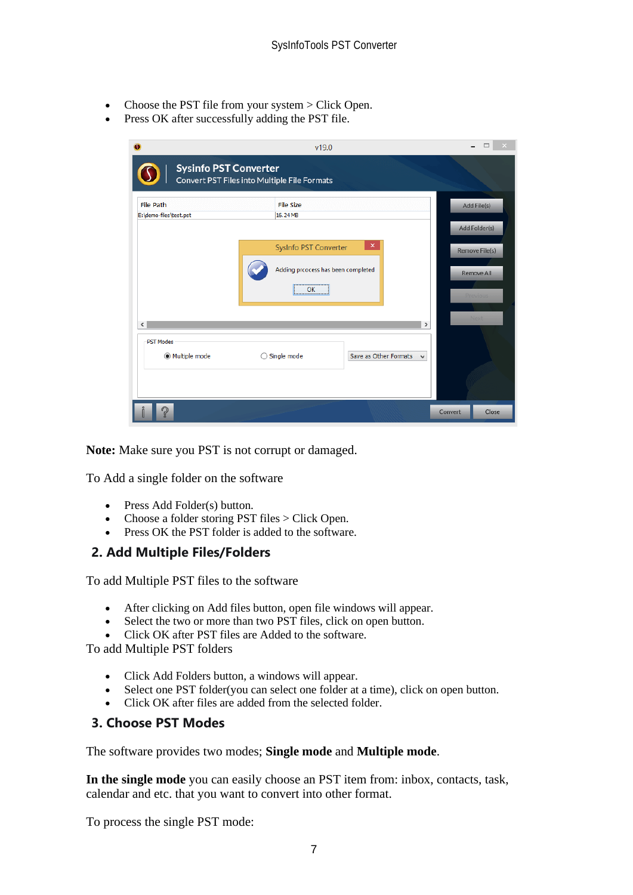- Choose the PST file from your system > Click Open.
- Press OK after successfully adding the PST file.

**Note:** Make sure you PST is not corrupt or damaged.

To Add a single folder on the software

- Press Add Folder(s) button.
- Choose a folder storing PST files > Click Open.
- Press OK the PST folder is added to the software.

## 2. Add Multiple Files/Folders

To add Multiple PST files to the software

- After clicking on Add files button, open file windows will appear.
- Select the two or more than two PST files, click on open button.
- Click OK after PST files are Added to the software.

To add Multiple PST folders

- Click Add Folders button, a windows will appear.
- Select one PST folder(you can select one folder at a time), click on open button.
- Click OK after files are added from the selected folder.

## 3. Choose PST Modes

The software provides two modes; **Single mode** and **Multiple mode**.

**In the single mode** you can easily choose an PST item from: inbox, contacts, task, calendar and etc. that you want to convert into other format.

To process the single PST mode: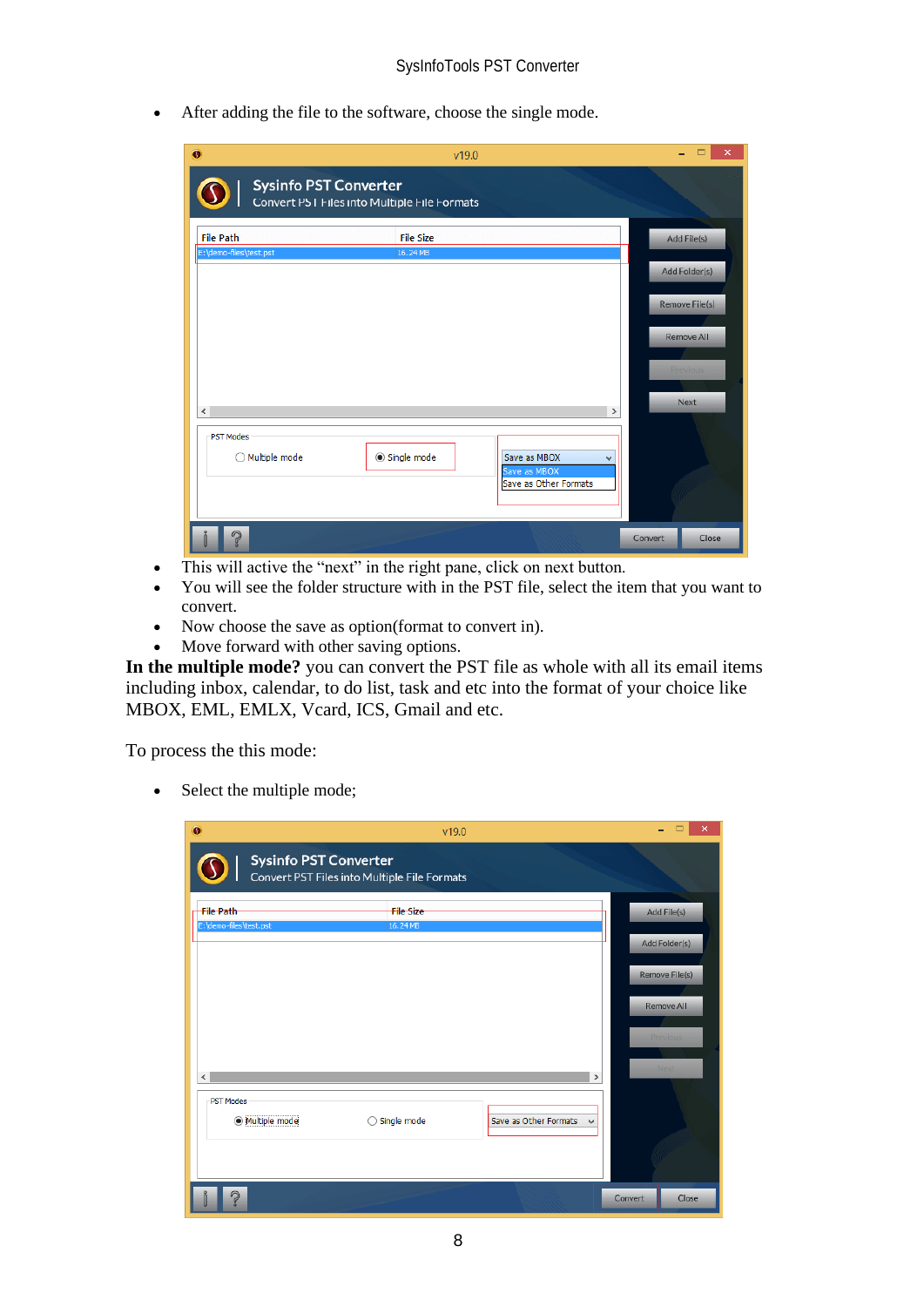- After adding the file to the software, choose the single mode.

- This will active the “next” in the right pane, click on next button.
- You will see the folder structure with in the PST file, select the item that you want to convert.
- Now choose the save as option(format to convert in).
- Move forward with other saving options.

**In the multiple mode?** you can convert the PST file as whole with all its email items including inbox, calendar, to do list, task and etc into the format of your choice like MBOX, EML, EMLX, Vcard, ICS, Gmail and etc.

To process the this mode:

- Select the multiple mode;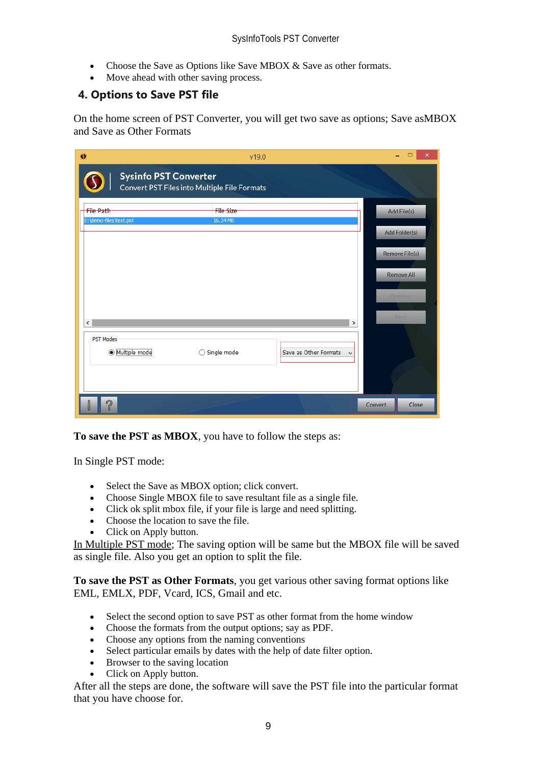- Choose the Save as Options like Save MBOX & Save as other formats.
- Move ahead with other saving process.

## 4. Options to Save PST file

On the home screen of PST Converter, you will get two save as options; Save asMBOX and Save as Other Formats

**To save the PST as MBOX**, you have to follow the steps as:

In Single PST mode:

- Select the Save as MBOX option; click convert.
- Choose Single MBOX file to save resultant file as a single file.
- Click ok split mbox file, if your file is large and need splitting.
- Choose the location to save the file.
- Click on Apply button.

In Multiple PST mode; The saving option will be same but the MBOX file will be saved as single file. Also you get an option to split the file.

**To save the PST as Other Formats**, you get various other saving format options like EML, EMLX, PDF, Vcard, ICS, Gmail and etc.

- Select the second option to save PST as other format from the home window
- Choose the formats from the output options; say as PDF.
- Choose any options from the naming conventions
- Select particular emails by dates with the help of date filter option.
- Browser to the saving location
- Click on Apply button.

After all the steps are done, the software will save the PST file into the particular format that you have choose for.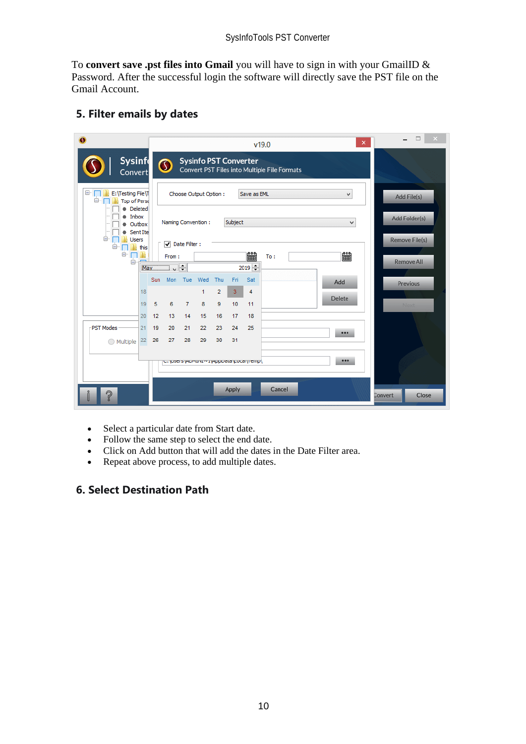To **convert save .pst files into Gmail** you will have to sign in with your GmailID & Password. After the successful login the software will directly save the PST file on the Gmail Account.

## 5. Filter emails by dates

- Select a particular date from Start date.
- Follow the same step to select the end date.
- Click on Add button that will add the dates in the Date Filter area.
- Repeat above process, to add multiple dates.

## 6. Select Destination Path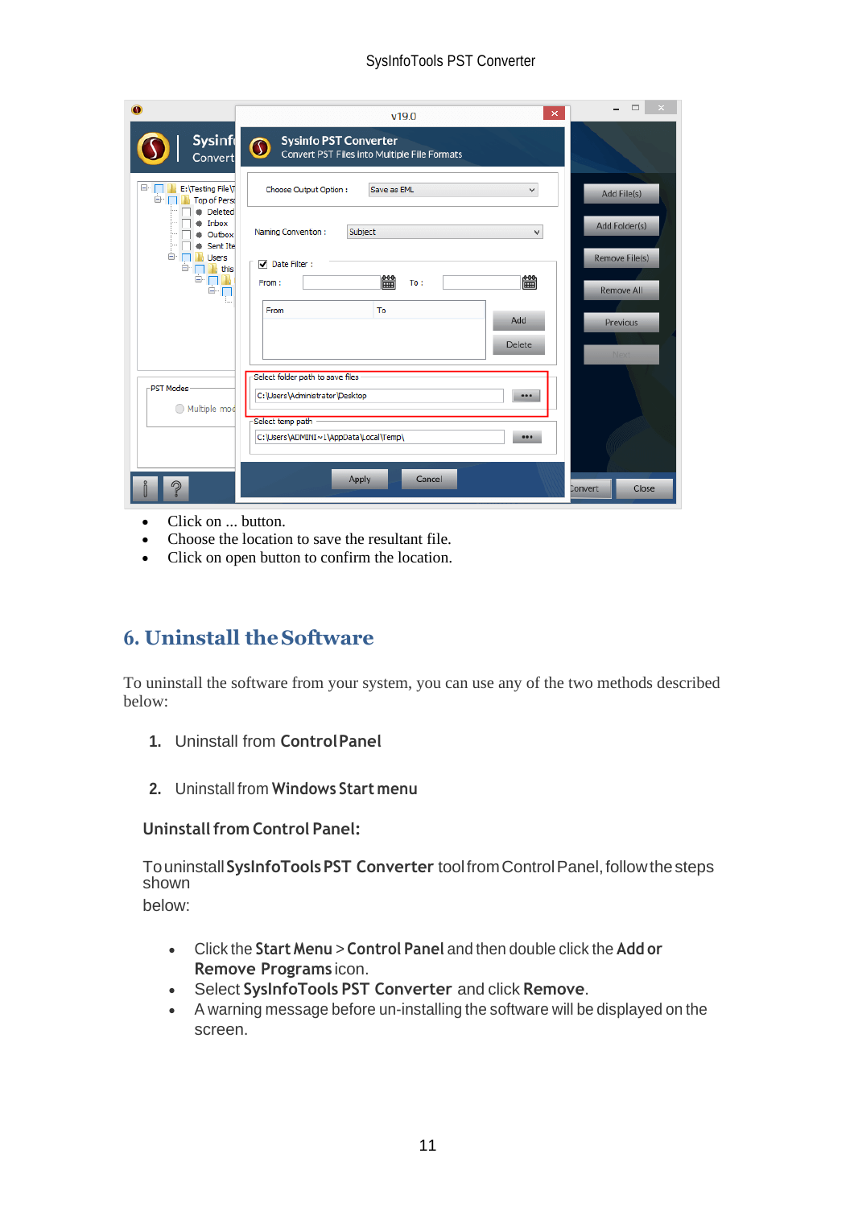- Click on ... button.
- Choose the location to save the resultant file.
- Click on open button to confirm the location.

## 6. Uninstall the Software

To uninstall the software from your system, you can use any of the two methods described below:

1. Uninstall from **Control Panel**
2. Uninstall from **Windows Start menu**

### Uninstall from Control Panel:

To uninstall **SysInfoTools PST Converter** tool from Control Panel, follow the steps shown below:

- Click the **Start Menu** > **Control Panel** and then double click the **Add or Remove Programs** icon.
- Select **SysInfoTools PST Converter** and click **Remove**.
- A warning message before un-installing the software will be displayed on the screen.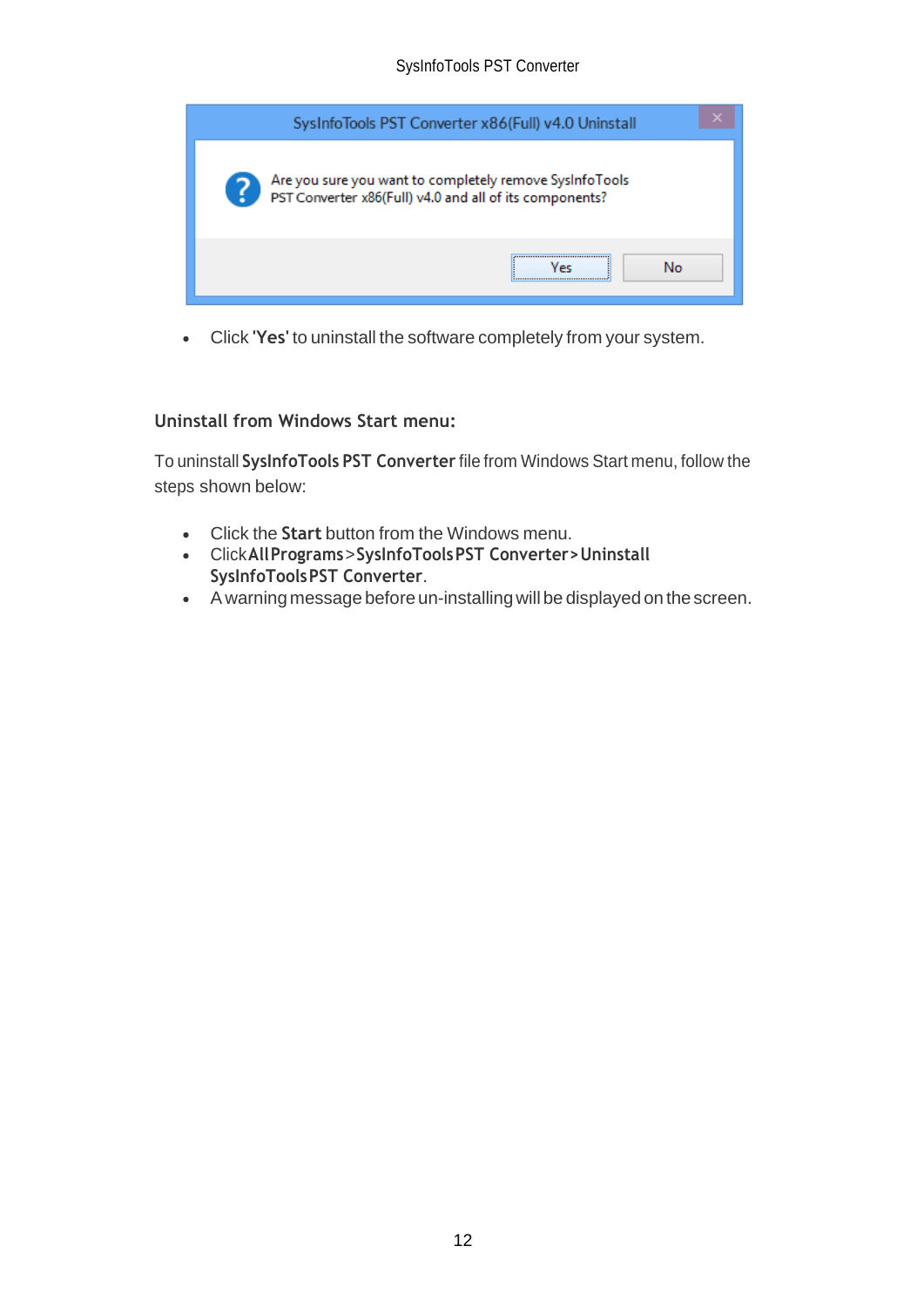- Click '**Yes**' to uninstall the software completely from your system.

### Uninstall from Windows Start menu:

To uninstall **SysInfoTools PST Converter** file from Windows Start menu, follow the steps shown below:

- Click the **Start** button from the Windows menu.
- Click **All Programs** > **SysInfoTools PST Converter** > **Uninstall SysInfoTools PST Converter**.
- A warning message before un-installing will be displayed on the screen.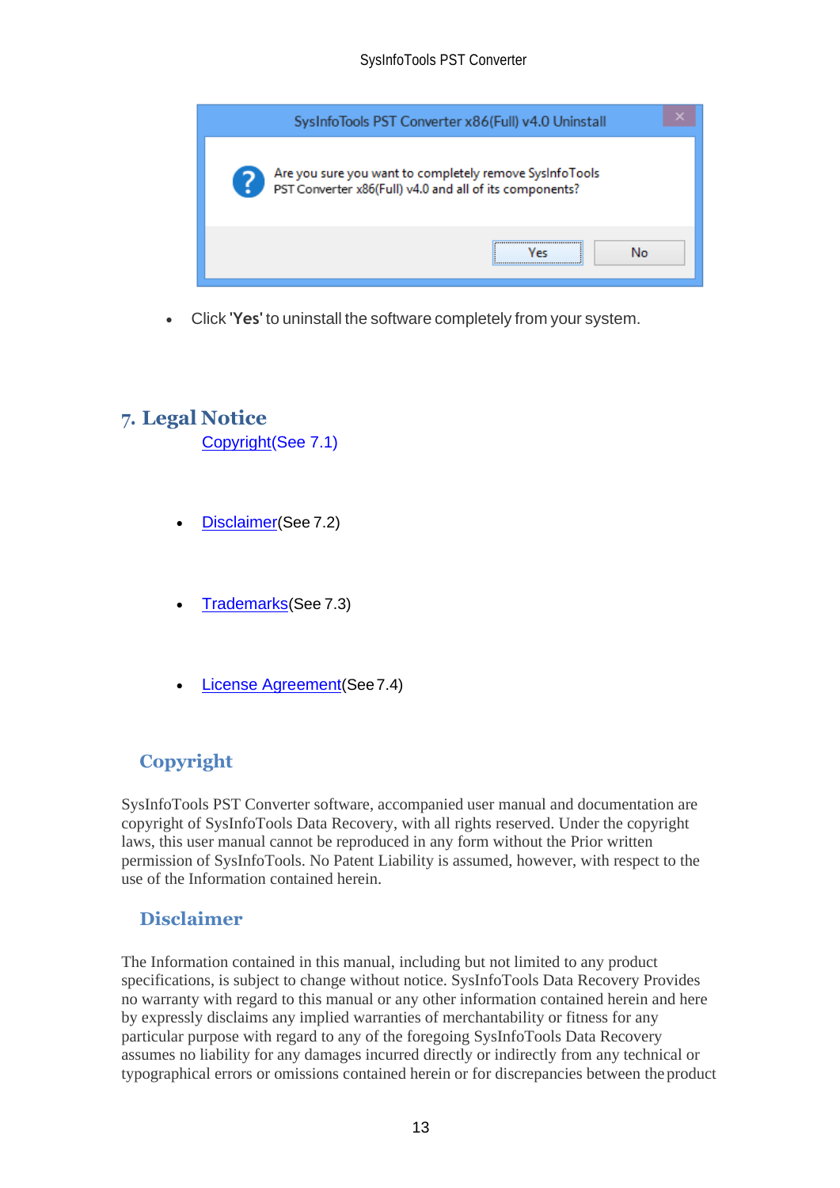- Click '**Yes**' to uninstall the software completely from your system.

# 7. Legal Notice

[Copyright](See 7.1)

- [Disclaimer](See 7.2)

- [Trademarks](See 7.3)

- [License Agreement](See 7.4)

## Copyright

SysInfoTools PST Converter software, accompanied user manual and documentation are copyright of SysInfoTools Data Recovery, with all rights reserved. Under the copyright laws, this user manual cannot be reproduced in any form without the Prior written permission of SysInfoTools. No Patent Liability is assumed, however, with respect to the use of the Information contained herein.

## Disclaimer

The Information contained in this manual, including but not limited to any product specifications, is subject to change without notice. SysInfoTools Data Recovery Provides no warranty with regard to this manual or any other information contained herein and here by expressly disclaims any implied warranties of merchantability or fitness for any particular purpose with regard to any of the foregoing SysInfoTools Data Recovery assumes no liability for any damages incurred directly or indirectly from any technical or typographical errors or omissions contained herein or for discrepancies between the product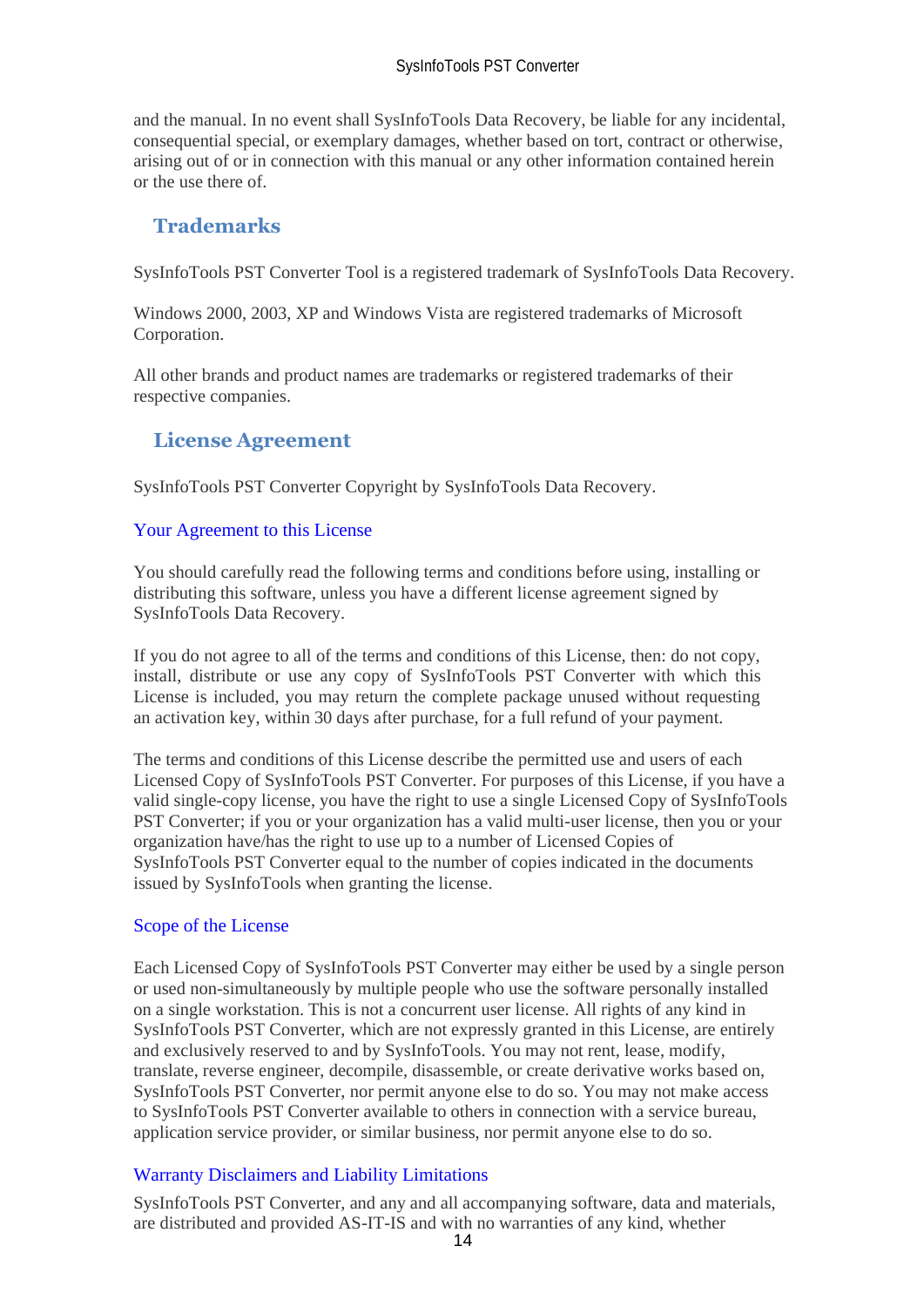and the manual. In no event shall SysInfoTools Data Recovery, be liable for any incidental, consequential special, or exemplary damages, whether based on tort, contract or otherwise, arising out of or in connection with this manual or any other information contained herein or the use there of.

## Trademarks

SysInfoTools PST Converter Tool is a registered trademark of SysInfoTools Data Recovery.

Windows 2000, 2003, XP and Windows Vista are registered trademarks of Microsoft Corporation.

All other brands and product names are trademarks or registered trademarks of their respective companies.

## License Agreement

SysInfoTools PST Converter Copyright by SysInfoTools Data Recovery.

### Your Agreement to this License

You should carefully read the following terms and conditions before using, installing or distributing this software, unless you have a different license agreement signed by SysInfoTools Data Recovery.

If you do not agree to all of the terms and conditions of this License, then: do not copy, install, distribute or use any copy of SysInfoTools PST Converter with which this License is included, you may return the complete package unused without requesting an activation key, within 30 days after purchase, for a full refund of your payment.

The terms and conditions of this License describe the permitted use and users of each Licensed Copy of SysInfoTools PST Converter. For purposes of this License, if you have a valid single-copy license, you have the right to use a single Licensed Copy of SysInfoTools PST Converter; if you or your organization has a valid multi-user license, then you or your organization have/has the right to use up to a number of Licensed Copies of SysInfoTools PST Converter equal to the number of copies indicated in the documents issued by SysInfoTools when granting the license.

### Scope of the License

Each Licensed Copy of SysInfoTools PST Converter may either be used by a single person or used non-simultaneously by multiple people who use the software personally installed on a single workstation. This is not a concurrent user license. All rights of any kind in SysInfoTools PST Converter, which are not expressly granted in this License, are entirely and exclusively reserved to and by SysInfoTools. You may not rent, lease, modify, translate, reverse engineer, decompile, disassemble, or create derivative works based on, SysInfoTools PST Converter, nor permit anyone else to do so. You may not make access to SysInfoTools PST Converter available to others in connection with a service bureau, application service provider, or similar business, nor permit anyone else to do so.

### Warranty Disclaimers and Liability Limitations

SysInfoTools PST Converter, and any and all accompanying software, data and materials, are distributed and provided AS-IT-IS and with no warranties of any kind, whether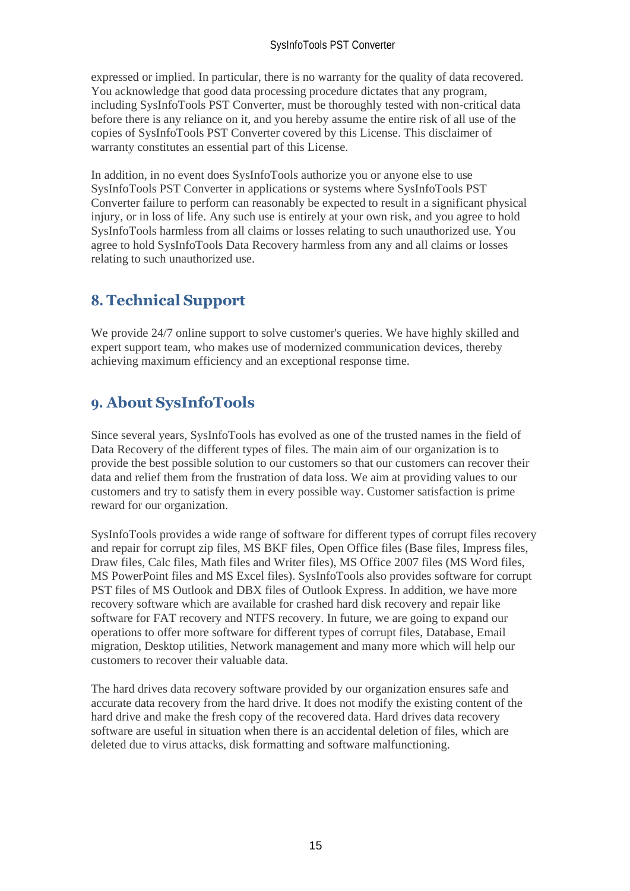expressed or implied. In particular, there is no warranty for the quality of data recovered. You acknowledge that good data processing procedure dictates that any program, including SysInfoTools PST Converter, must be thoroughly tested with non-critical data before there is any reliance on it, and you hereby assume the entire risk of all use of the copies of SysInfoTools PST Converter covered by this License. This disclaimer of warranty constitutes an essential part of this License.

In addition, in no event does SysInfoTools authorize you or anyone else to use SysInfoTools PST Converter in applications or systems where SysInfoTools PST Converter failure to perform can reasonably be expected to result in a significant physical injury, or in loss of life. Any such use is entirely at your own risk, and you agree to hold SysInfoTools harmless from all claims or losses relating to such unauthorized use. You agree to hold SysInfoTools Data Recovery harmless from any and all claims or losses relating to such unauthorized use.

## 8. Technical Support

We provide 24/7 online support to solve customer's queries. We have highly skilled and expert support team, who makes use of modernized communication devices, thereby achieving maximum efficiency and an exceptional response time.

## 9. About SysInfoTools

Since several years, SysInfoTools has evolved as one of the trusted names in the field of Data Recovery of the different types of files. The main aim of our organization is to provide the best possible solution to our customers so that our customers can recover their data and relief them from the frustration of data loss. We aim at providing values to our customers and try to satisfy them in every possible way. Customer satisfaction is prime reward for our organization.

SysInfoTools provides a wide range of software for different types of corrupt files recovery and repair for corrupt zip files, MS BKF files, Open Office files (Base files, Impress files, Draw files, Calc files, Math files and Writer files), MS Office 2007 files (MS Word files, MS PowerPoint files and MS Excel files). SysInfoTools also provides software for corrupt PST files of MS Outlook and DBX files of Outlook Express. In addition, we have more recovery software which are available for crashed hard disk recovery and repair like software for FAT recovery and NTFS recovery. In future, we are going to expand our operations to offer more software for different types of corrupt files, Database, Email migration, Desktop utilities, Network management and many more which will help our customers to recover their valuable data.

The hard drives data recovery software provided by our organization ensures safe and accurate data recovery from the hard drive. It does not modify the existing content of the hard drive and make the fresh copy of the recovered data. Hard drives data recovery software are useful in situation when there is an accidental deletion of files, which are deleted due to virus attacks, disk formatting and software malfunctioning.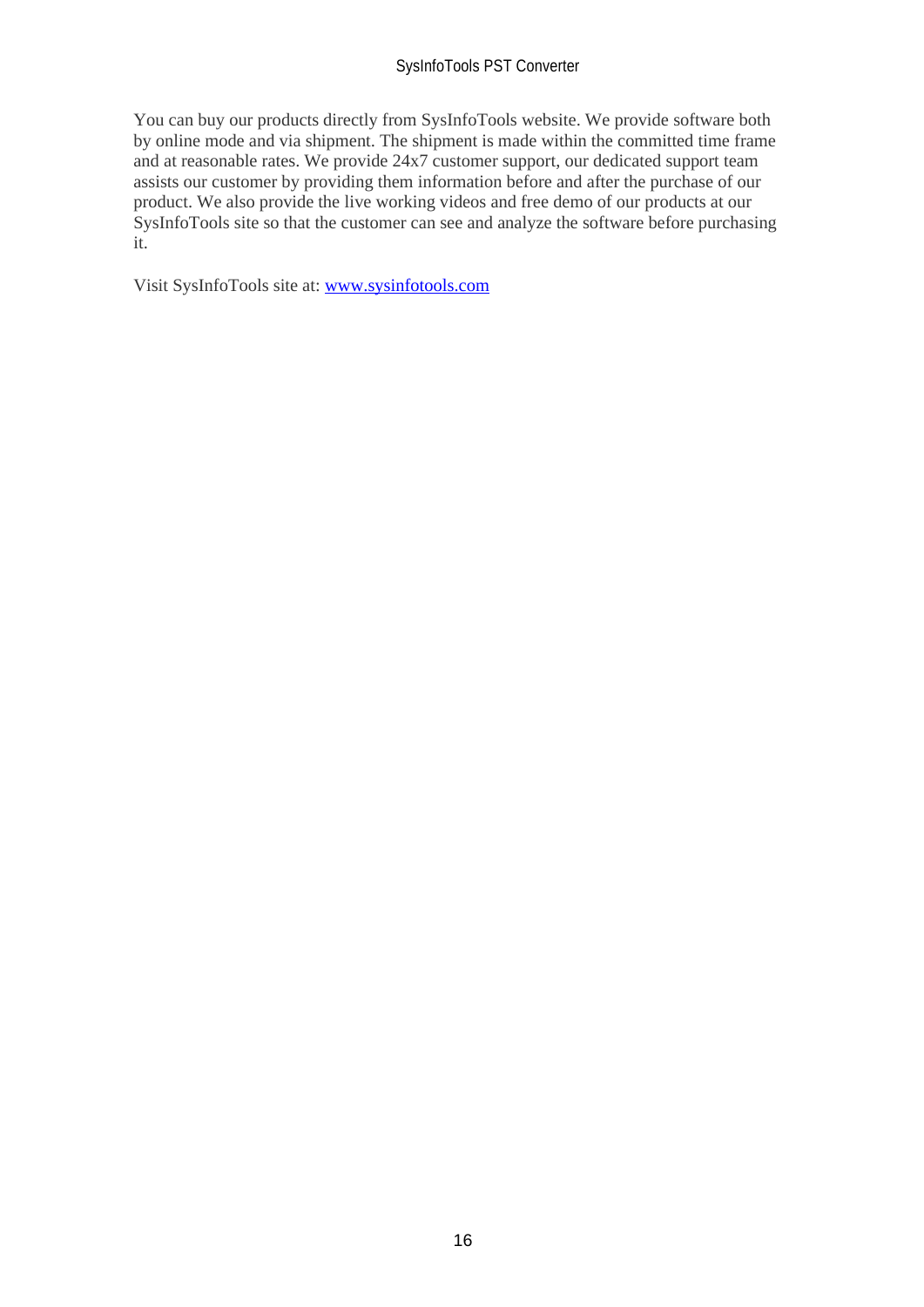You can buy our products directly from SysInfoTools website. We provide software both by online mode and via shipment. The shipment is made within the committed time frame and at reasonable rates. We provide 24x7 customer support, our dedicated support team assists our customer by providing them information before and after the purchase of our product. We also provide the live working videos and free demo of our products at our SysInfoTools site so that the customer can see and analyze the software before purchasing it.

Visit SysInfoTools site at: [www.sysinfotools.com](http://www.sysinfotools.com)